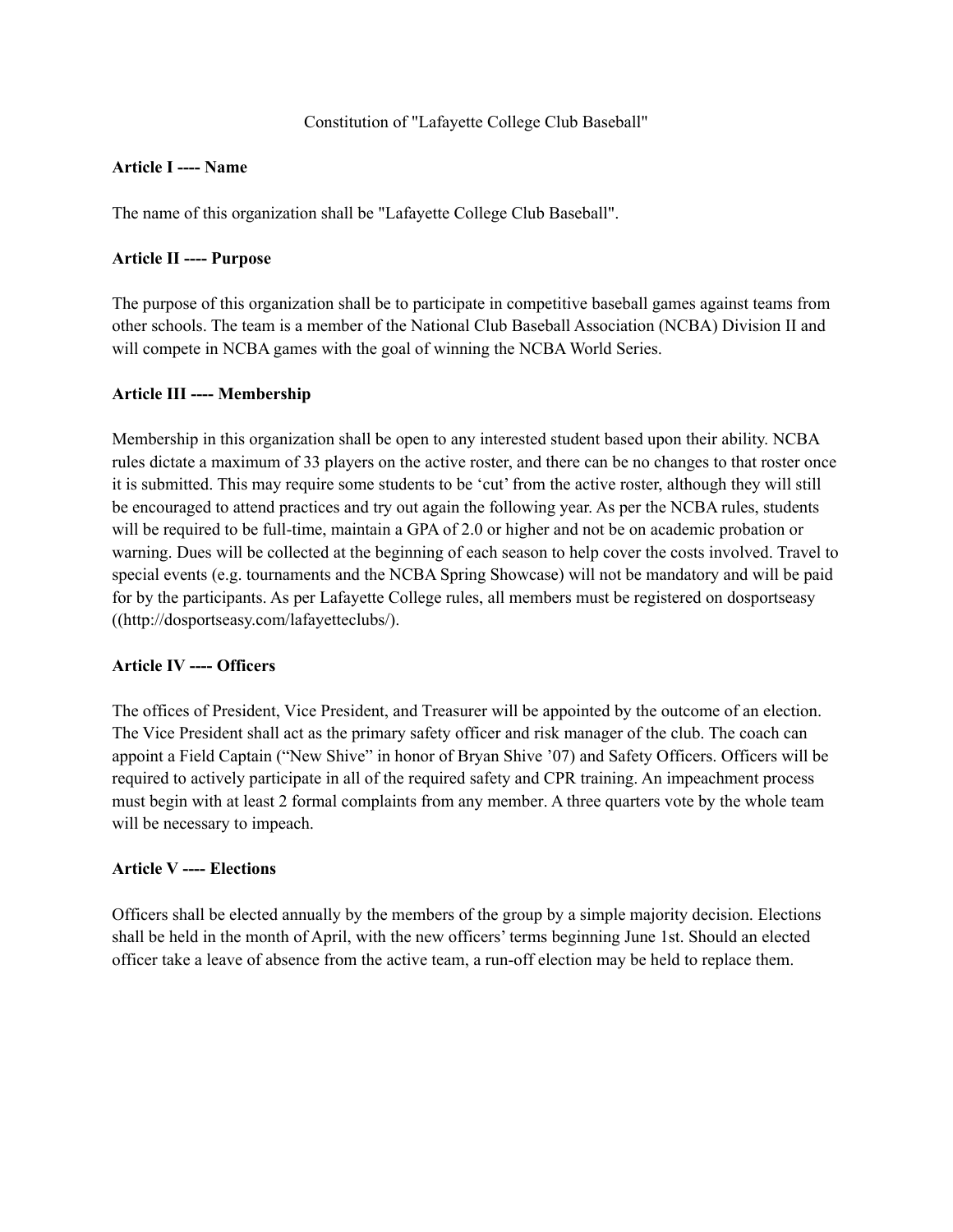# Constitution of "Lafayette College Club Baseball"

**Article I ---- Name**

The name of this organization shall be "Lafayette College Club Baseball".

**Article II ---- Purpose**

The purpose of this organization shall be to participate in competitive baseball games against teams from other schools. The team is a member of the National Club Baseball Association (NCBA) Division II and will compete in NCBA games with the goal of winning the NCBA World Series.

**Article III ---- Membership**

Membership in this organization shall be open to any interested student based upon their ability. NCBA rules dictate a maximum of 33 players on the active roster, and there can be no changes to that roster once it is submitted. This may require some students to be 'cut' from the active roster, although they will still be encouraged to attend practices and try out again the following year. As per the NCBA rules, students will be required to be full-time, maintain a GPA of 2.0 or higher and not be on academic probation or warning. Dues will be collected at the beginning of each season to help cover the costs involved. Travel to special events (e.g. tournaments and the NCBA Spring Showcase) will not be mandatory and will be paid for by the participants. As per Lafayette College rules, all members must be registered on dosportseasy ((http://dosportseasy.com/lafayetteclubs/).

**Article IV ---- Officers**

The offices of President, Vice President, and Treasurer will be appointed by the outcome of an election. The Vice President shall act as the primary safety officer and risk manager of the club. The coach can appoint a Field Captain ("New Shive" in honor of Bryan Shive '07) and Safety Officers. Officers will be required to actively participate in all of the required safety and CPR training. An impeachment process must begin with at least 2 formal complaints from any member. A three quarters vote by the whole team will be necessary to impeach.

**Article V ---- Elections**

Officers shall be elected annually by the members of the group by a simple majority decision. Elections shall be held in the month of April, with the new officers' terms beginning June 1st. Should an elected officer take a leave of absence from the active team, a run-off election may be held to replace them.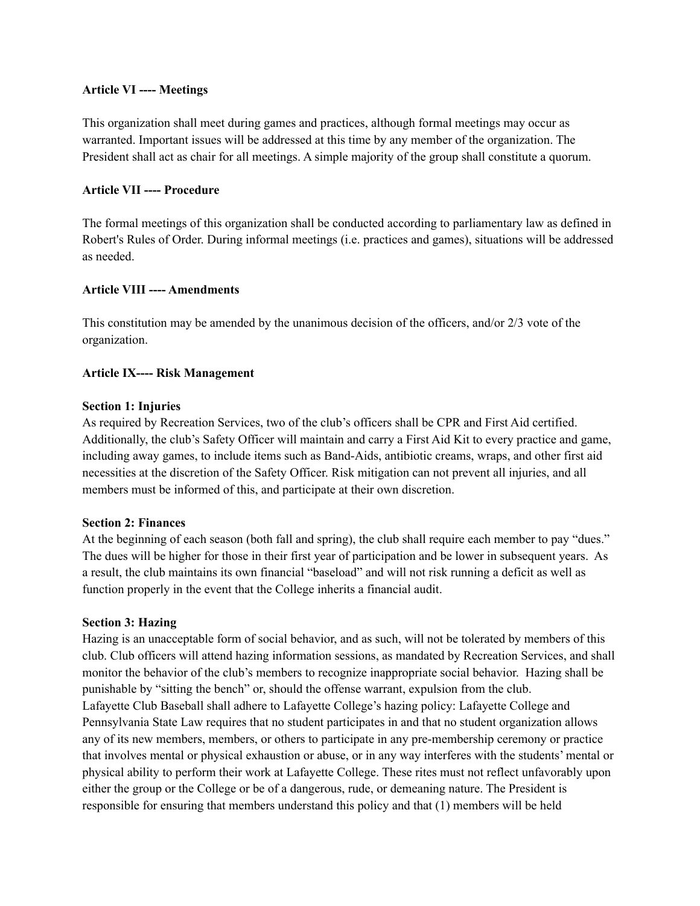**Article VI ---- Meetings**

This organization shall meet during games and practices, although formal meetings may occur as warranted. Important issues will be addressed at this time by any member of the organization. The President shall act as chair for all meetings. A simple majority of the group shall constitute a quorum.

**Article VII ---- Procedure**

The formal meetings of this organization shall be conducted according to parliamentary law as defined in Robert's Rules of Order. During informal meetings (i.e. practices and games), situations will be addressed as needed.

**Article VIII ---- Amendments**

This constitution may be amended by the unanimous decision of the officers, and/or 2/3 vote of the organization.

**Article IX---- Risk Management**

**Section 1: Injuries**
As required by Recreation Services, two of the club's officers shall be CPR and First Aid certified. Additionally, the club's Safety Officer will maintain and carry a First Aid Kit to every practice and game, including away games, to include items such as Band-Aids, antibiotic creams, wraps, and other first aid necessities at the discretion of the Safety Officer. Risk mitigation can not prevent all injuries, and all members must be informed of this, and participate at their own discretion.

**Section 2: Finances**
At the beginning of each season (both fall and spring), the club shall require each member to pay "dues." The dues will be higher for those in their first year of participation and be lower in subsequent years. As a result, the club maintains its own financial "baseload" and will not risk running a deficit as well as function properly in the event that the College inherits a financial audit.

**Section 3: Hazing**
Hazing is an unacceptable form of social behavior, and as such, will not be tolerated by members of this club. Club officers will attend hazing information sessions, as mandated by Recreation Services, and shall monitor the behavior of the club's members to recognize inappropriate social behavior. Hazing shall be punishable by "sitting the bench" or, should the offense warrant, expulsion from the club.
Lafayette Club Baseball shall adhere to Lafayette College's hazing policy: Lafayette College and Pennsylvania State Law requires that no student participates in and that no student organization allows any of its new members, members, or others to participate in any pre-membership ceremony or practice that involves mental or physical exhaustion or abuse, or in any way interferes with the students' mental or physical ability to perform their work at Lafayette College. These rites must not reflect unfavorably upon either the group or the College or be of a dangerous, rude, or demeaning nature. The President is responsible for ensuring that members understand this policy and that (1) members will be held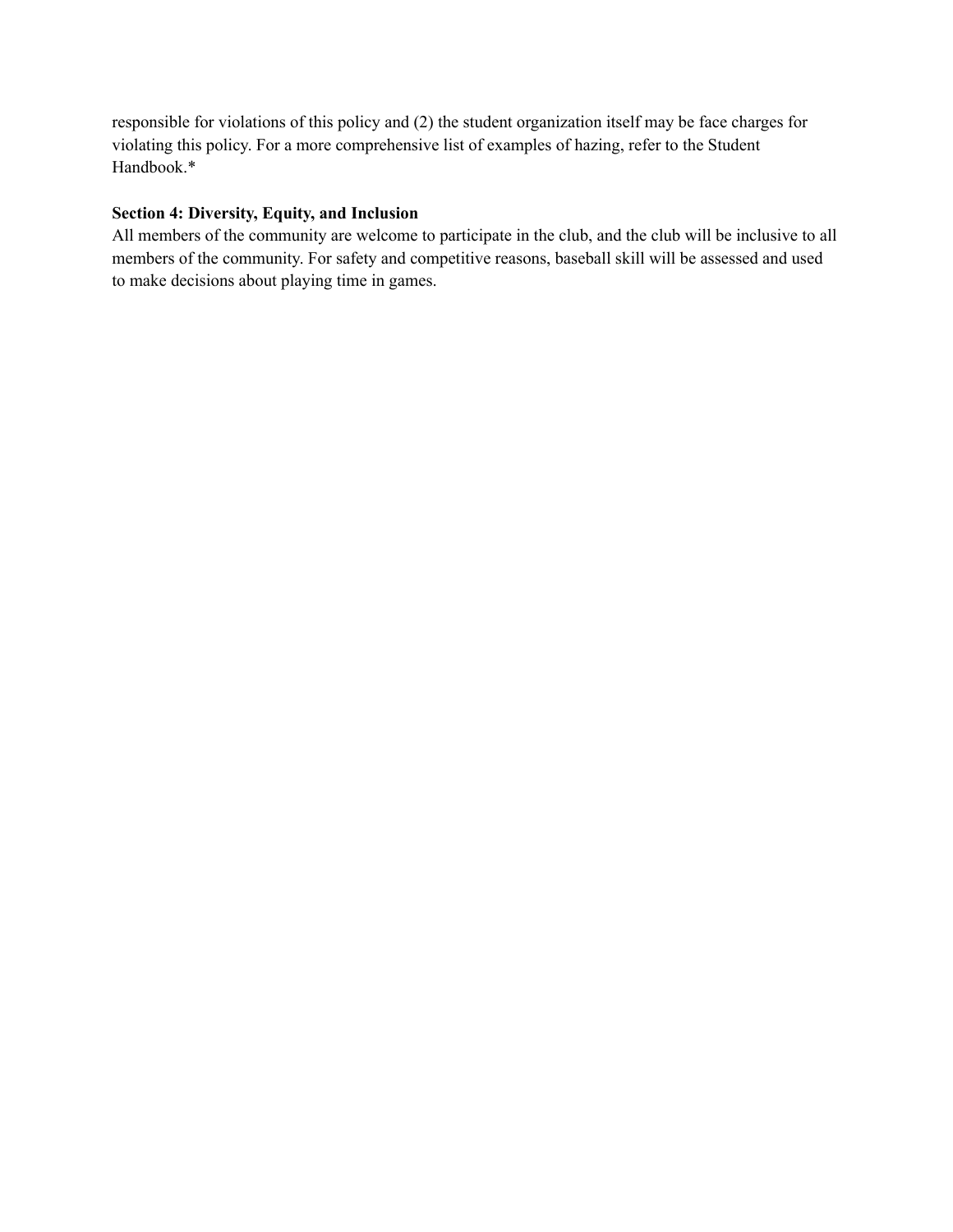responsible for violations of this policy and (2) the student organization itself may be face charges for violating this policy. For a more comprehensive list of examples of hazing, refer to the Student Handbook.*

**Section 4: Diversity, Equity, and Inclusion**

All members of the community are welcome to participate in the club, and the club will be inclusive to all members of the community. For safety and competitive reasons, baseball skill will be assessed and used to make decisions about playing time in games.